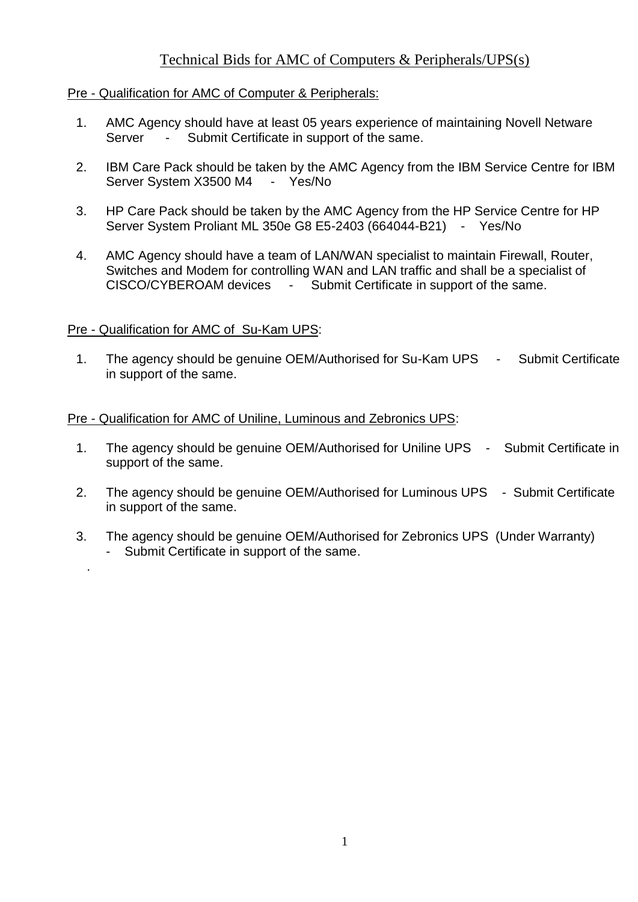# Technical Bids for AMC of Computers & Peripherals/UPS(s)

Pre - Qualification for AMC of Computer & Peripherals:

1. AMC Agency should have at least 05 years experience of maintaining Novell Netware Server - Submit Certificate in support of the same.
2. IBM Care Pack should be taken by the AMC Agency from the IBM Service Centre for IBM Server System X3500 M4 - Yes/No
3. HP Care Pack should be taken by the AMC Agency from the HP Service Centre for HP Server System Proliant ML 350e G8 E5-2403 (664044-B21) - Yes/No
4. AMC Agency should have a team of LAN/WAN specialist to maintain Firewall, Router, Switches and Modem for controlling WAN and LAN traffic and shall be a specialist of CISCO/CYBEROAM devices - Submit Certificate in support of the same.

Pre - Qualification for AMC of Su-Kam UPS:

1. The agency should be genuine OEM/Authorised for Su-Kam UPS - Submit Certificate in support of the same.

Pre - Qualification for AMC of Uniline, Luminous and Zebronics UPS:

1. The agency should be genuine OEM/Authorised for Uniline UPS - Submit Certificate in support of the same.
2. The agency should be genuine OEM/Authorised for Luminous UPS - Submit Certificate in support of the same.
3. The agency should be genuine OEM/Authorised for Zebronics UPS (Under Warranty) - Submit Certificate in support of the same.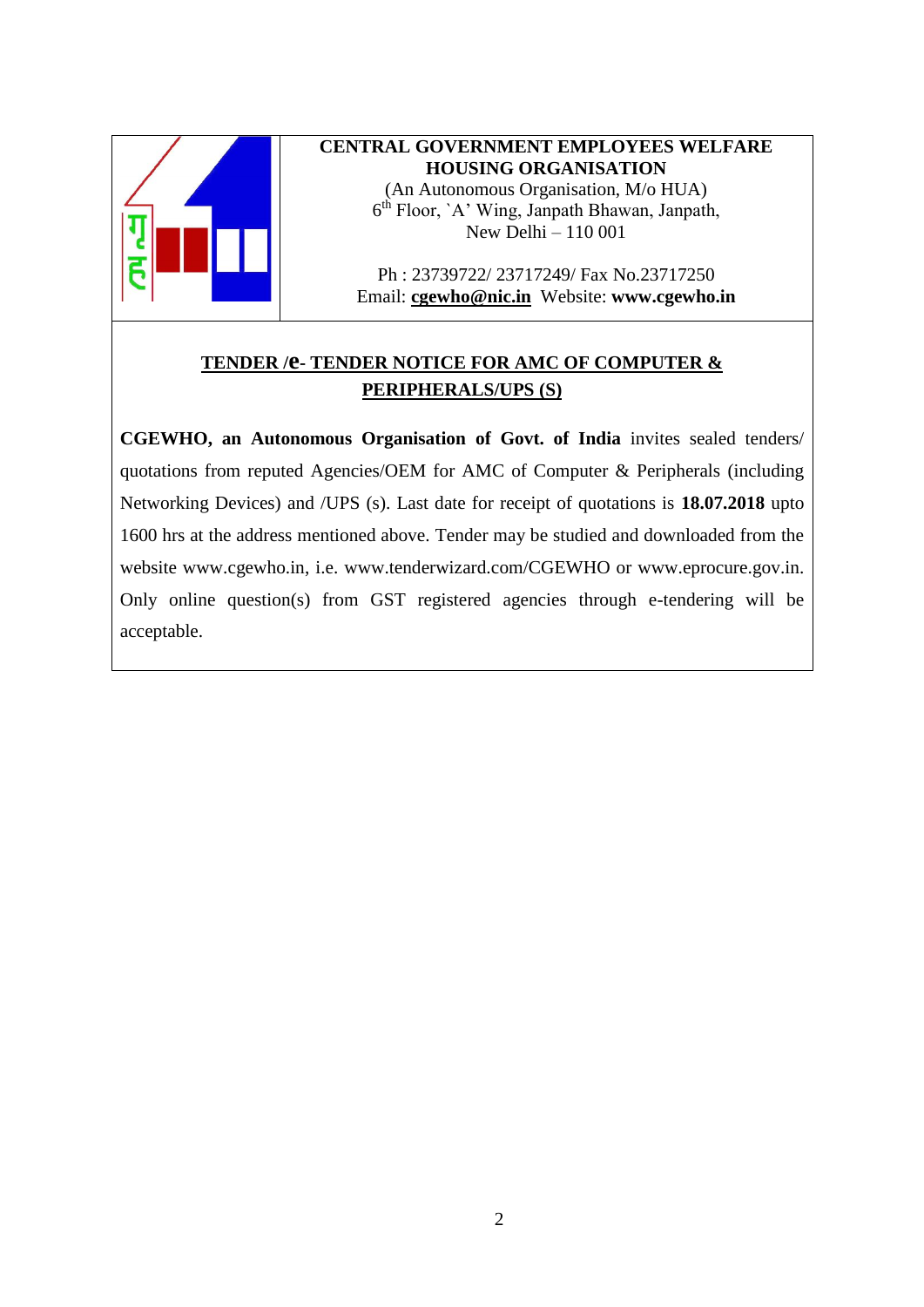**CENTRAL GOVERNMENT EMPLOYEES WELFARE HOUSING ORGANISATION**

(An Autonomous Organisation, M/o HUA)
6th Floor, `A' Wing, Janpath Bhawan, Janpath,
New Delhi – 110 001

Ph : 23739722/ 23717249/ Fax No.23717250
Email: **cgewho@nic.in** Website: **www.cgewho.in**

## TENDER /e- TENDER NOTICE FOR AMC OF COMPUTER & PERIPHERALS/UPS (S)

**CGEWHO, an Autonomous Organisation of Govt. of India** invites sealed tenders/ quotations from reputed Agencies/OEM for AMC of Computer & Peripherals (including Networking Devices) and /UPS (s). Last date for receipt of quotations is **18.07.2018** upto 1600 hrs at the address mentioned above. Tender may be studied and downloaded from the website www.cgewho.in, i.e. www.tenderwizard.com/CGEWHO or www.eprocure.gov.in. Only online question(s) from GST registered agencies through e-tendering will be acceptable.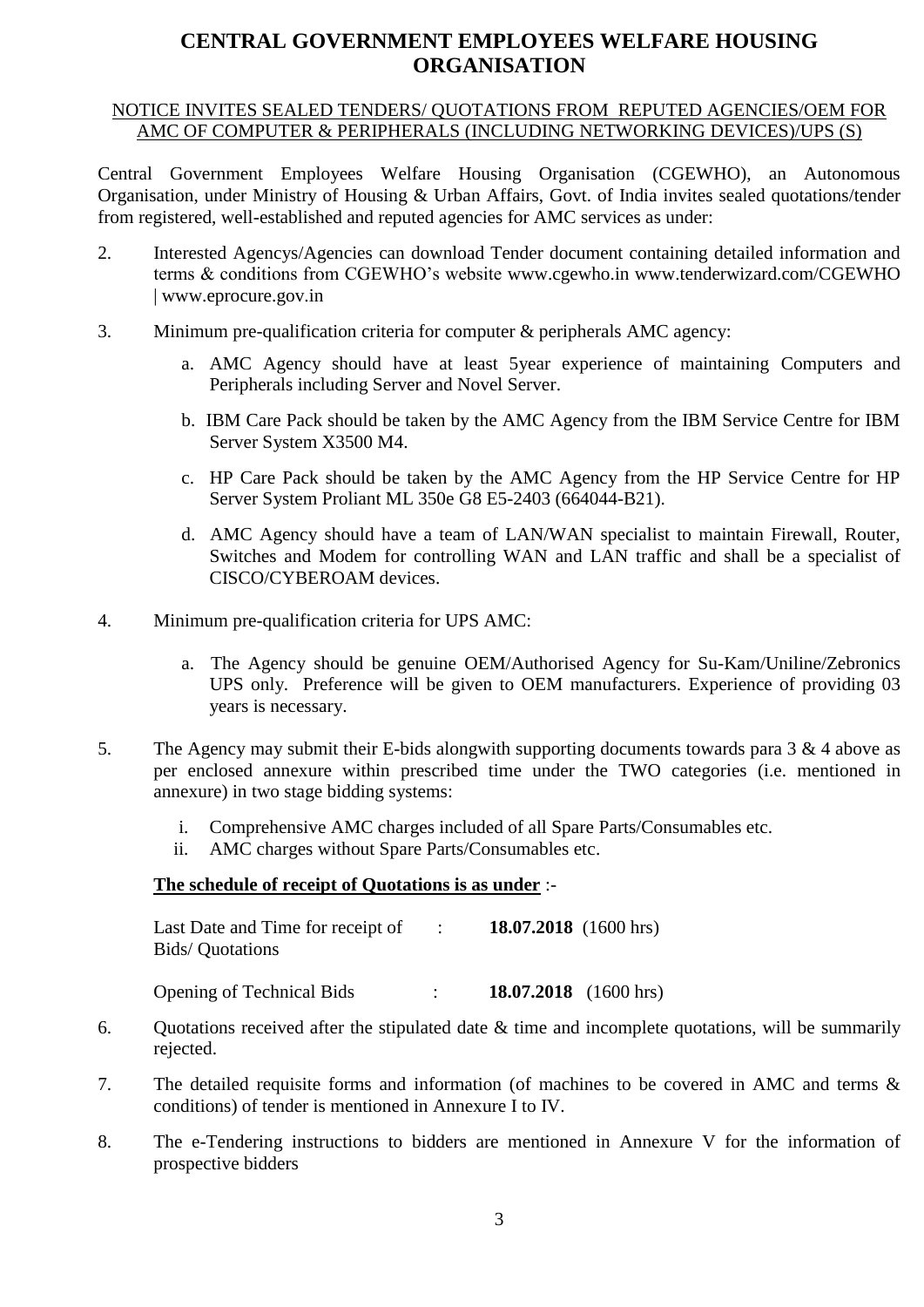# CENTRAL GOVERNMENT EMPLOYEES WELFARE HOUSING ORGANISATION

NOTICE INVITES SEALED TENDERS/ QUOTATIONS FROM REPUTED AGENCIES/OEM FOR AMC OF COMPUTER & PERIPHERALS (INCLUDING NETWORKING DEVICES)/UPS (S)

Central Government Employees Welfare Housing Organisation (CGEWHO), an Autonomous Organisation, under Ministry of Housing & Urban Affairs, Govt. of India invites sealed quotations/tender from registered, well-established and reputed agencies for AMC services as under:

2. Interested Agencys/Agencies can download Tender document containing detailed information and terms & conditions from CGEWHO's website www.cgewho.in www.tenderwizard.com/CGEWHO | www.eprocure.gov.in

3. Minimum pre-qualification criteria for computer & peripherals AMC agency:

   a. AMC Agency should have at least 5year experience of maintaining Computers and Peripherals including Server and Novel Server.

   b. IBM Care Pack should be taken by the AMC Agency from the IBM Service Centre for IBM Server System X3500 M4.

   c. HP Care Pack should be taken by the AMC Agency from the HP Service Centre for HP Server System Proliant ML 350e G8 E5-2403 (664044-B21).

   d. AMC Agency should have a team of LAN/WAN specialist to maintain Firewall, Router, Switches and Modem for controlling WAN and LAN traffic and shall be a specialist of CISCO/CYBEROAM devices.

4. Minimum pre-qualification criteria for UPS AMC:

   a. The Agency should be genuine OEM/Authorised Agency for Su-Kam/Uniline/Zebronics UPS only. Preference will be given to OEM manufacturers. Experience of providing 03 years is necessary.

5. The Agency may submit their E-bids alongwith supporting documents towards para 3 & 4 above as per enclosed annexure within prescribed time under the TWO categories (i.e. mentioned in annexure) in two stage bidding systems:

   i. Comprehensive AMC charges included of all Spare Parts/Consumables etc.
   ii. AMC charges without Spare Parts/Consumables etc.

   **The schedule of receipt of Quotations is as under** :-

   | | | |
   |---|---|---|
   | Last Date and Time for receipt of Bids/ Quotations | : | **18.07.2018** (1600 hrs) |
   | Opening of Technical Bids | : | **18.07.2018** (1600 hrs) |

6. Quotations received after the stipulated date & time and incomplete quotations, will be summarily rejected.

7. The detailed requisite forms and information (of machines to be covered in AMC and terms & conditions) of tender is mentioned in Annexure I to IV.

8. The e-Tendering instructions to bidders are mentioned in Annexure V for the information of prospective bidders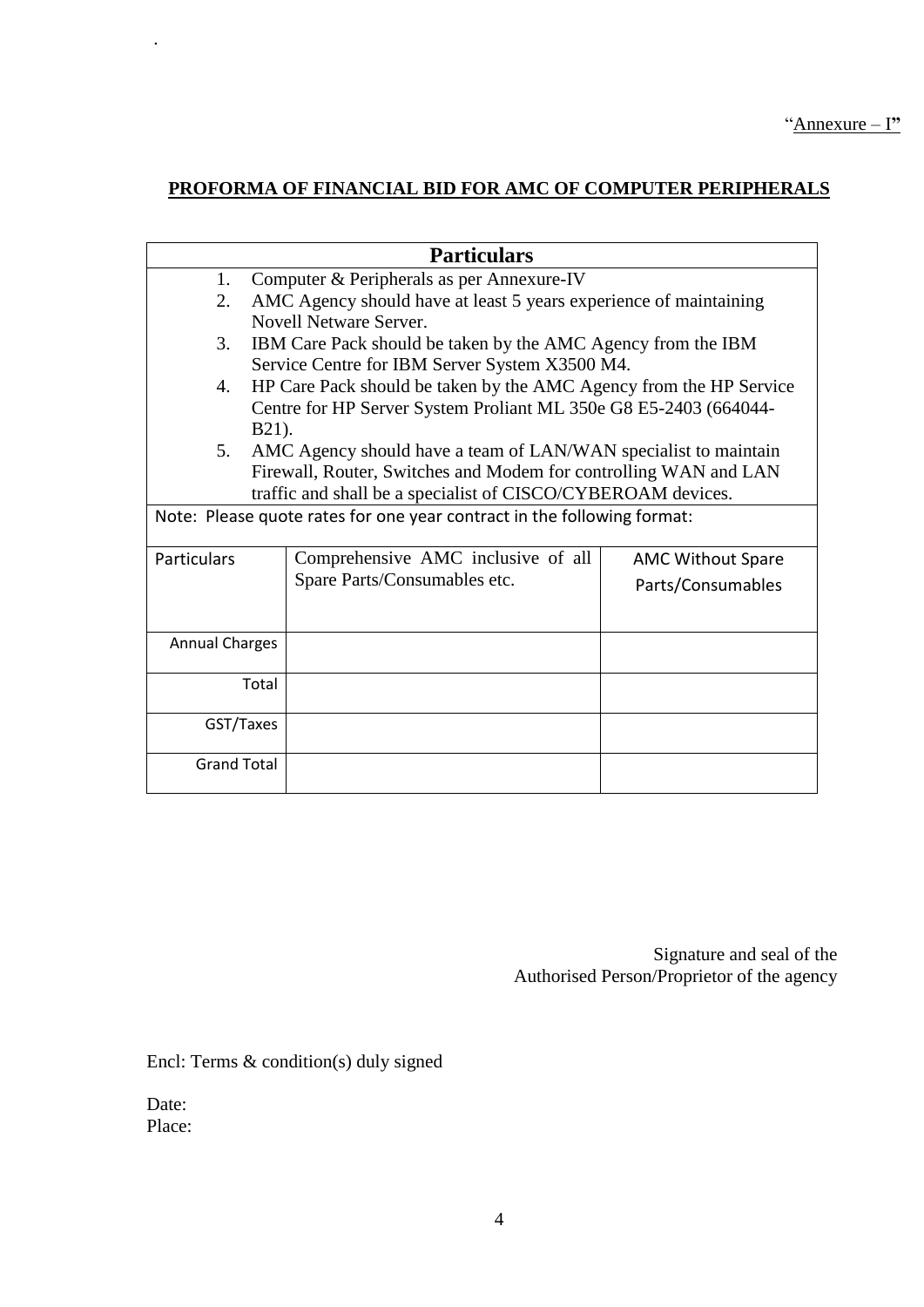"Annexure – I"

**PROFORMA OF FINANCIAL BID FOR AMC OF COMPUTER PERIPHERALS**

| **Particulars** | | |
|---|---|---|
| 1. Computer & Peripherals as per Annexure-IV<br>2. AMC Agency should have at least 5 years experience of maintaining Novell Netware Server.<br>3. IBM Care Pack should be taken by the AMC Agency from the IBM Service Centre for IBM Server System X3500 M4.<br>4. HP Care Pack should be taken by the AMC Agency from the HP Service Centre for HP Server System Proliant ML 350e G8 E5-2403 (664044-B21).<br>5. AMC Agency should have a team of LAN/WAN specialist to maintain Firewall, Router, Switches and Modem for controlling WAN and LAN traffic and shall be a specialist of CISCO/CYBEROAM devices. | | |
| Note: Please quote rates for one year contract in the following format: | | |
| Particulars | Comprehensive AMC inclusive of all Spare Parts/Consumables etc. | AMC Without Spare Parts/Consumables |
| Annual Charges | | |
| Total | | |
| GST/Taxes | | |
| Grand Total | | |

Signature and seal of the
Authorised Person/Proprietor of the agency

Encl: Terms & condition(s) duly signed

Date:
Place: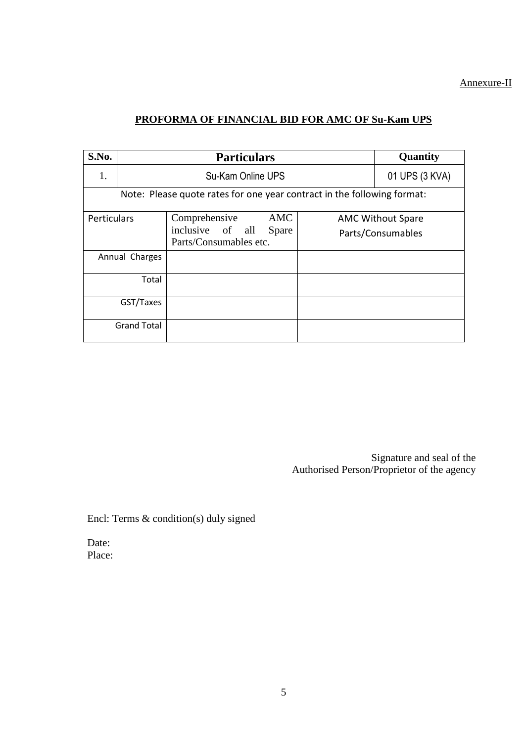Annexure-II

## PROFORMA OF FINANCIAL BID FOR AMC OF Su-Kam UPS

| S.No. | Particulars | Quantity |
|---|---|---|
| 1. | Su-Kam Online UPS | 01 UPS (3 KVA) |

Note: Please quote rates for one year contract in the following format:

| Perticulars | Comprehensive AMC inclusive of all Spare Parts/Consumables etc. | AMC Without Spare Parts/Consumables |
|---|---|---|
| Annual Charges | | |
| Total | | |
| GST/Taxes | | |
| Grand Total | | |

Signature and seal of the
Authorised Person/Proprietor of the agency

Encl: Terms & condition(s) duly signed

Date:
Place: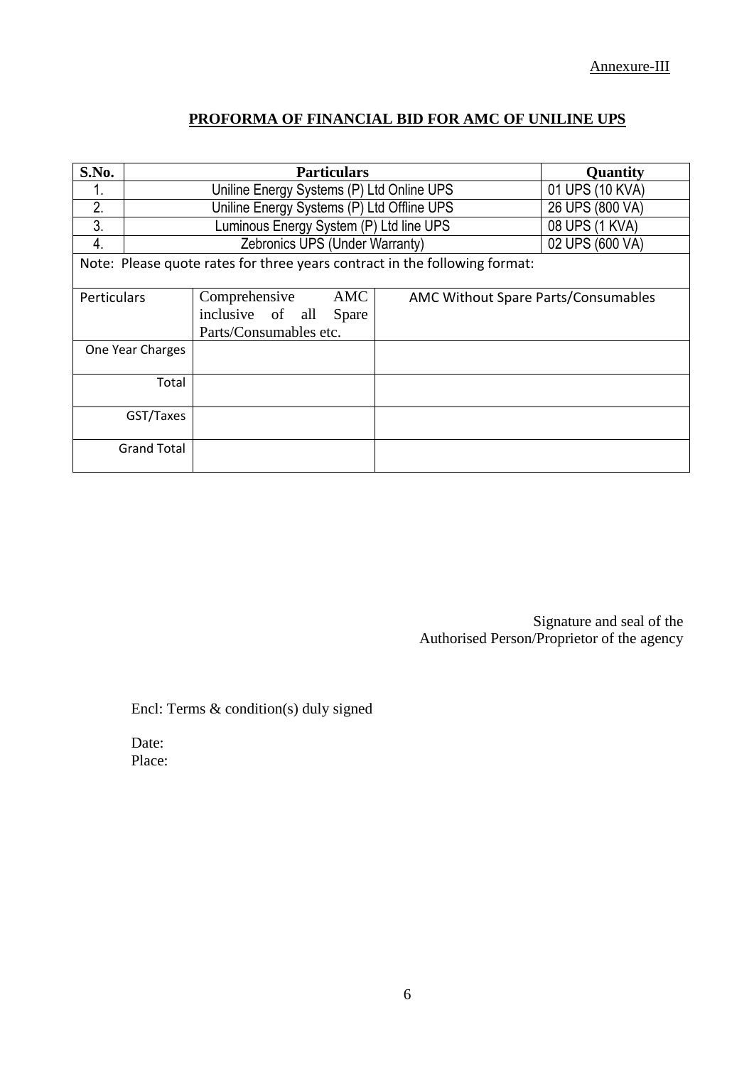Annexure-III

## PROFORMA OF FINANCIAL BID FOR AMC OF UNILINE UPS

| S.No. | Particulars | Quantity |
|---|---|---|
| 1. | Uniline Energy Systems (P) Ltd Online UPS | 01 UPS (10 KVA) |
| 2. | Uniline Energy Systems (P) Ltd Offline UPS | 26 UPS (800 VA) |
| 3. | Luminous Energy System (P) Ltd line UPS | 08 UPS (1 KVA) |
| 4. | Zebronics UPS (Under Warranty) | 02 UPS (600 VA) |

Note: Please quote rates for three years contract in the following format:

| Perticulars | Comprehensive AMC inclusive of all Spare Parts/Consumables etc. | AMC Without Spare Parts/Consumables |
|---|---|---|
| One Year Charges | | |
| Total | | |
| GST/Taxes | | |
| Grand Total | | |

Signature and seal of the
Authorised Person/Proprietor of the agency

Encl: Terms & condition(s) duly signed

Date:
Place: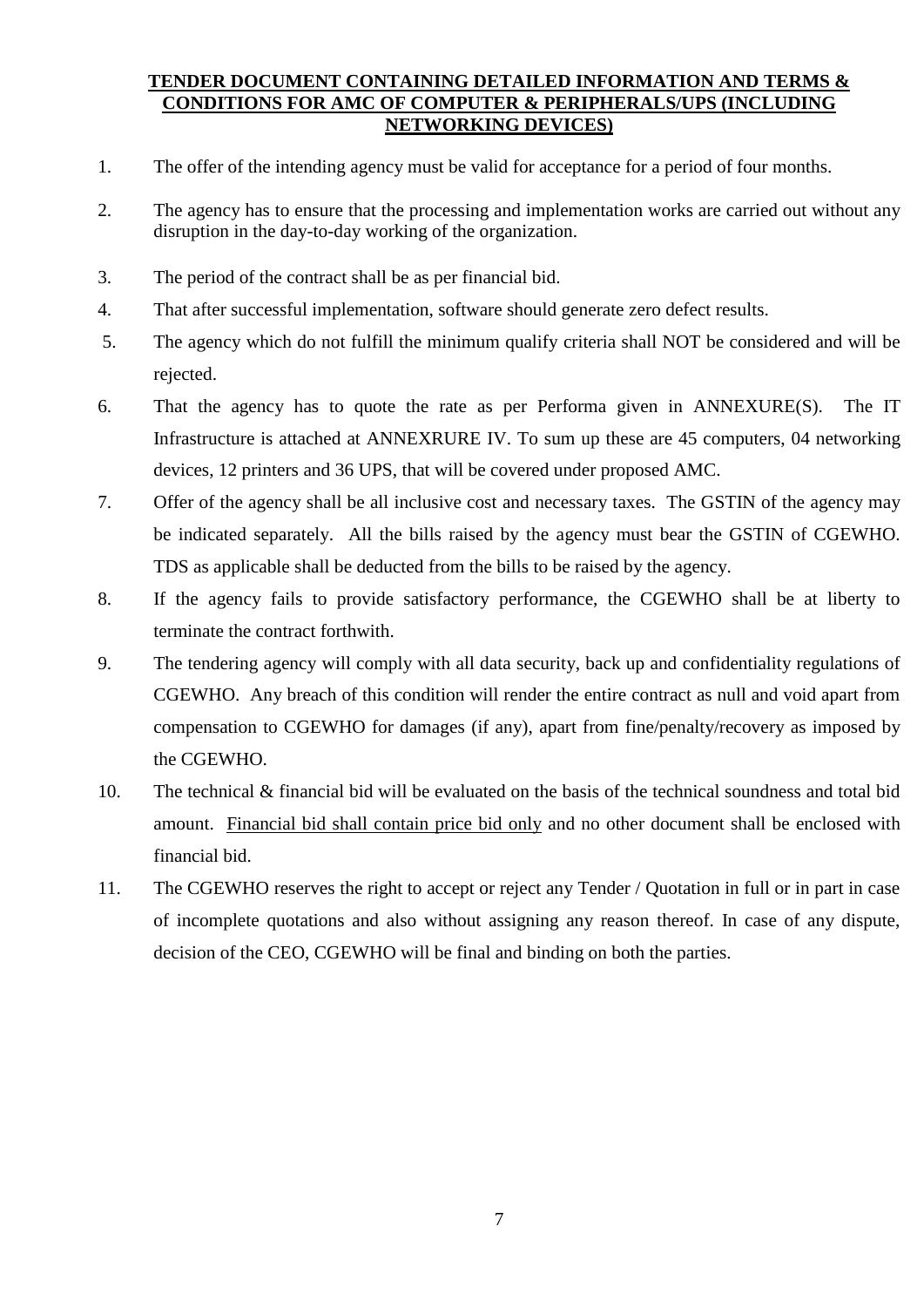**TENDER DOCUMENT CONTAINING DETAILED INFORMATION AND TERMS & CONDITIONS FOR AMC OF COMPUTER & PERIPHERALS/UPS (INCLUDING NETWORKING DEVICES)**

1. The offer of the intending agency must be valid for acceptance for a period of four months.
2. The agency has to ensure that the processing and implementation works are carried out without any disruption in the day-to-day working of the organization.
3. The period of the contract shall be as per financial bid.
4. That after successful implementation, software should generate zero defect results.
5. The agency which do not fulfill the minimum qualify criteria shall NOT be considered and will be rejected.
6. That the agency has to quote the rate as per Performa given in ANNEXURE(S). The IT Infrastructure is attached at ANNEXRURE IV. To sum up these are 45 computers, 04 networking devices, 12 printers and 36 UPS, that will be covered under proposed AMC.
7. Offer of the agency shall be all inclusive cost and necessary taxes. The GSTIN of the agency may be indicated separately. All the bills raised by the agency must bear the GSTIN of CGEWHO. TDS as applicable shall be deducted from the bills to be raised by the agency.
8. If the agency fails to provide satisfactory performance, the CGEWHO shall be at liberty to terminate the contract forthwith.
9. The tendering agency will comply with all data security, back up and confidentiality regulations of CGEWHO. Any breach of this condition will render the entire contract as null and void apart from compensation to CGEWHO for damages (if any), apart from fine/penalty/recovery as imposed by the CGEWHO.
10. The technical & financial bid will be evaluated on the basis of the technical soundness and total bid amount. <u>Financial bid shall contain price bid only</u> and no other document shall be enclosed with financial bid.
11. The CGEWHO reserves the right to accept or reject any Tender / Quotation in full or in part in case of incomplete quotations and also without assigning any reason thereof. In case of any dispute, decision of the CEO, CGEWHO will be final and binding on both the parties.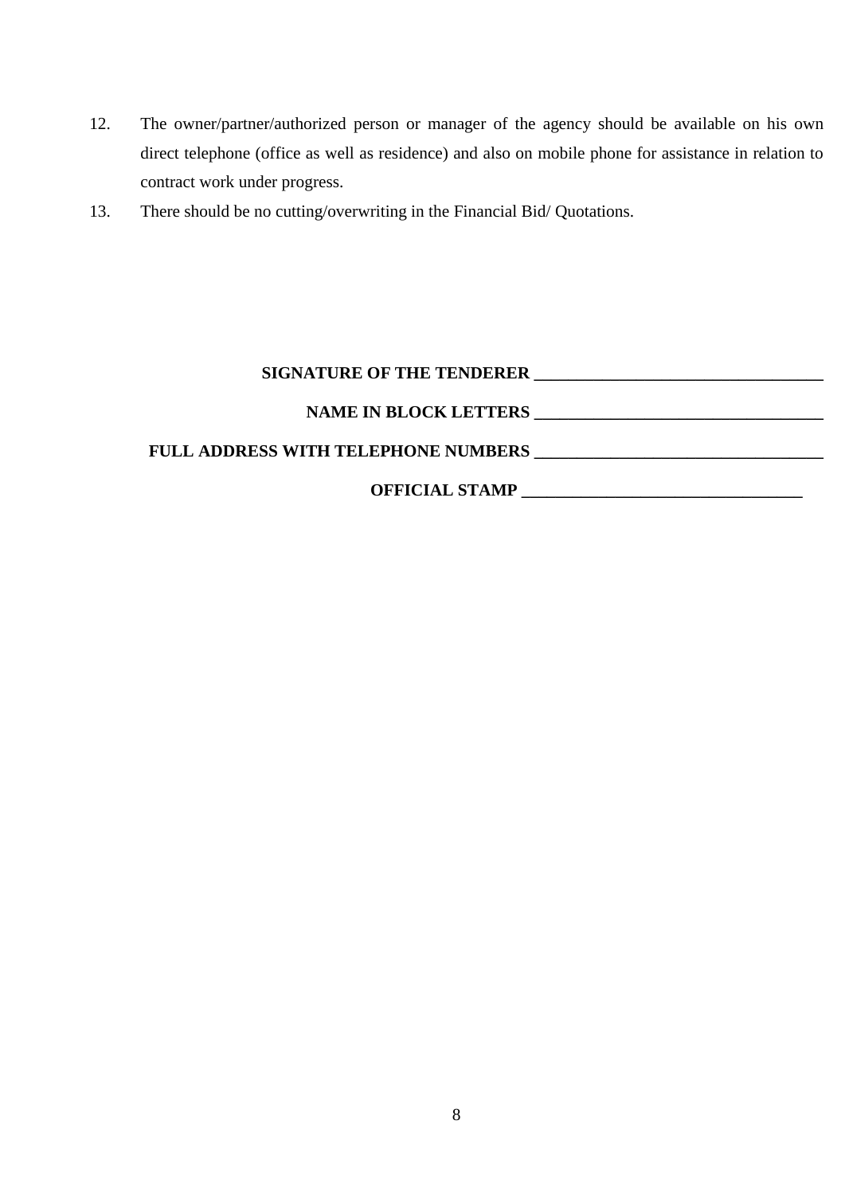12. The owner/partner/authorized person or manager of the agency should be available on his own direct telephone (office as well as residence) and also on mobile phone for assistance in relation to contract work under progress.
13. There should be no cutting/overwriting in the Financial Bid/ Quotations.

**SIGNATURE OF THE TENDERER \_\_\_\_\_\_\_\_\_\_\_\_\_\_\_\_\_\_\_\_\_\_\_\_\_\_\_\_\_\_\_\_\_\_**

**NAME IN BLOCK LETTERS \_\_\_\_\_\_\_\_\_\_\_\_\_\_\_\_\_\_\_\_\_\_\_\_\_\_\_\_\_\_\_\_\_\_**

**FULL ADDRESS WITH TELEPHONE NUMBERS \_\_\_\_\_\_\_\_\_\_\_\_\_\_\_\_\_\_\_\_\_\_\_\_\_\_\_\_\_\_\_\_\_\_**

**OFFICIAL STAMP \_\_\_\_\_\_\_\_\_\_\_\_\_\_\_\_\_\_\_\_\_\_\_\_\_\_\_\_\_\_\_\_\_**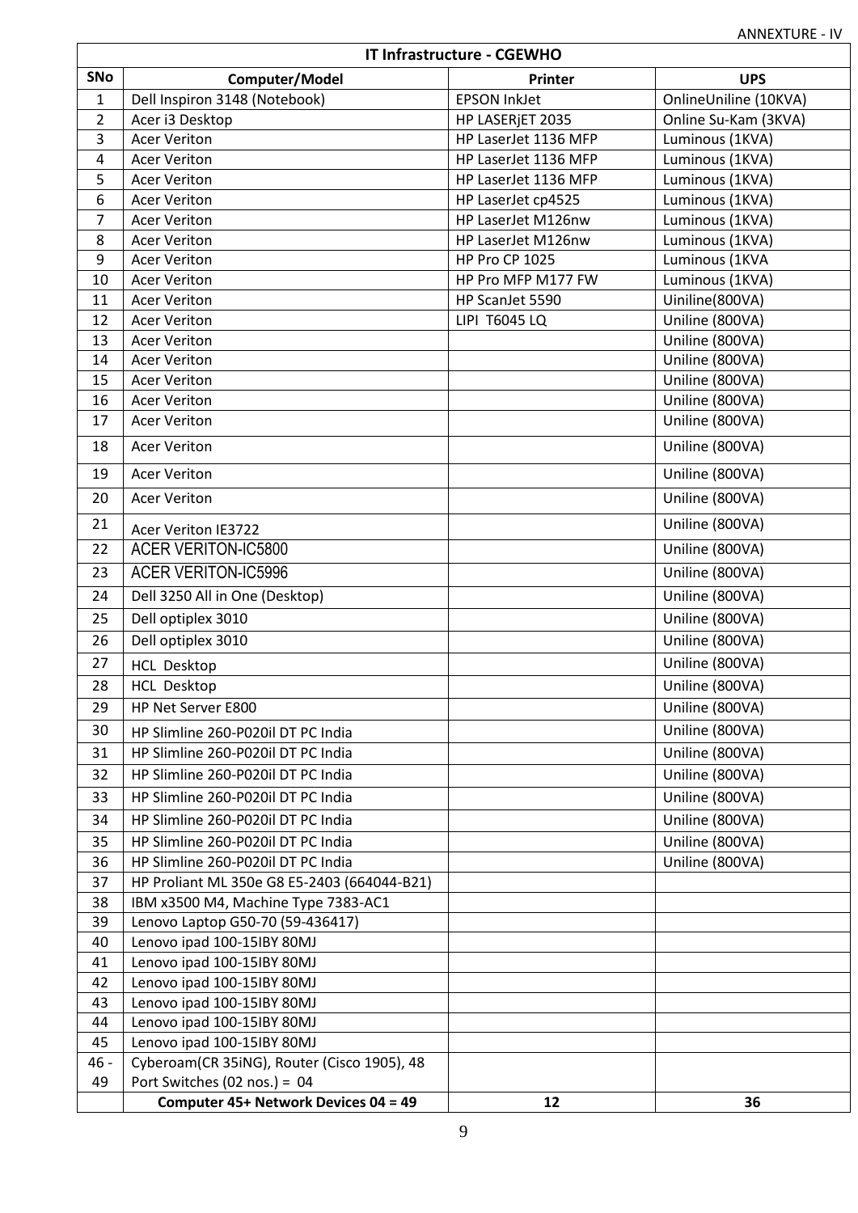ANNEXTURE - IV

| IT Infrastructure - CGEWHO | | | |
|---|---|---|---|
| SNo | Computer/Model | Printer | UPS |
| 1 | Dell Inspiron 3148 (Notebook) | EPSON InkJet | OnlineUniline (10KVA) |
| 2 | Acer i3 Desktop | HP LASERjET 2035 | Online Su-Kam (3KVA) |
| 3 | Acer Veriton | HP LaserJet 1136 MFP | Luminous (1KVA) |
| 4 | Acer Veriton | HP LaserJet 1136 MFP | Luminous (1KVA) |
| 5 | Acer Veriton | HP LaserJet 1136 MFP | Luminous (1KVA) |
| 6 | Acer Veriton | HP LaserJet cp4525 | Luminous (1KVA) |
| 7 | Acer Veriton | HP LaserJet M126nw | Luminous (1KVA) |
| 8 | Acer Veriton | HP LaserJet M126nw | Luminous (1KVA) |
| 9 | Acer Veriton | HP Pro CP 1025 | Luminous (1KVA |
| 10 | Acer Veriton | HP Pro MFP M177 FW | Luminous (1KVA) |
| 11 | Acer Veriton | HP ScanJet 5590 | Uiniline(800VA) |
| 12 | Acer Veriton | LIPI T6045 LQ | Uniline (800VA) |
| 13 | Acer Veriton | | Uniline (800VA) |
| 14 | Acer Veriton | | Uniline (800VA) |
| 15 | Acer Veriton | | Uniline (800VA) |
| 16 | Acer Veriton | | Uniline (800VA) |
| 17 | Acer Veriton | | Uniline (800VA) |
| 18 | Acer Veriton | | Uniline (800VA) |
| 19 | Acer Veriton | | Uniline (800VA) |
| 20 | Acer Veriton | | Uniline (800VA) |
| 21 | Acer Veriton IE3722 | | Uniline (800VA) |
| 22 | ACER VERITON-IC5800 | | Uniline (800VA) |
| 23 | ACER VERITON-IC5996 | | Uniline (800VA) |
| 24 | Dell 3250 All in One (Desktop) | | Uniline (800VA) |
| 25 | Dell optiplex 3010 | | Uniline (800VA) |
| 26 | Dell optiplex 3010 | | Uniline (800VA) |
| 27 | HCL Desktop | | Uniline (800VA) |
| 28 | HCL Desktop | | Uniline (800VA) |
| 29 | HP Net Server E800 | | Uniline (800VA) |
| 30 | HP Slimline 260-P020il DT PC India | | Uniline (800VA) |
| 31 | HP Slimline 260-P020il DT PC India | | Uniline (800VA) |
| 32 | HP Slimline 260-P020il DT PC India | | Uniline (800VA) |
| 33 | HP Slimline 260-P020il DT PC India | | Uniline (800VA) |
| 34 | HP Slimline 260-P020il DT PC India | | Uniline (800VA) |
| 35 | HP Slimline 260-P020il DT PC India | | Uniline (800VA) |
| 36 | HP Slimline 260-P020il DT PC India | | Uniline (800VA) |
| 37 | HP Proliant ML 350e G8 E5-2403 (664044-B21) | | |
| 38 | IBM x3500 M4, Machine Type 7383-AC1 | | |
| 39 | Lenovo Laptop G50-70 (59-436417) | | |
| 40 | Lenovo ipad 100-15IBY 80MJ | | |
| 41 | Lenovo ipad 100-15IBY 80MJ | | |
| 42 | Lenovo ipad 100-15IBY 80MJ | | |
| 43 | Lenovo ipad 100-15IBY 80MJ | | |
| 44 | Lenovo ipad 100-15IBY 80MJ | | |
| 45 | Lenovo ipad 100-15IBY 80MJ | | |
| 46 - 49 | Cyberoam(CR 35iNG), Router (Cisco 1905), 48 Port Switches (02 nos.) = 04 | | |
| | **Computer 45+ Network Devices 04 = 49** | **12** | **36** |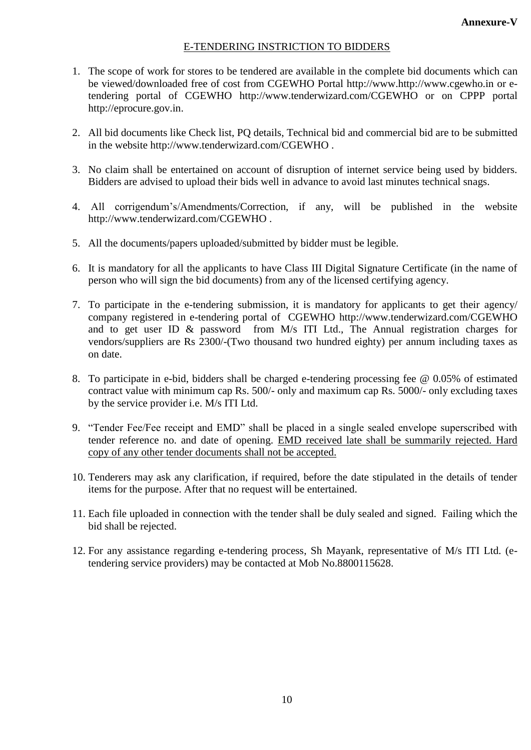**Annexure-V**

# E-TENDERING INSTRICTION TO BIDDERS

1. The scope of work for stores to be tendered are available in the complete bid documents which can be viewed/downloaded free of cost from CGEWHO Portal http://www.http://www.cgewho.in or e-tendering portal of CGEWHO http://www.tenderwizard.com/CGEWHO or on CPPP portal http://eprocure.gov.in.

2. All bid documents like Check list, PQ details, Technical bid and commercial bid are to be submitted in the website http://www.tenderwizard.com/CGEWHO .

3. No claim shall be entertained on account of disruption of internet service being used by bidders. Bidders are advised to upload their bids well in advance to avoid last minutes technical snags.

4. All corrigendum's/Amendments/Correction, if any, will be published in the website http://www.tenderwizard.com/CGEWHO .

5. All the documents/papers uploaded/submitted by bidder must be legible.

6. It is mandatory for all the applicants to have Class III Digital Signature Certificate (in the name of person who will sign the bid documents) from any of the licensed certifying agency.

7. To participate in the e-tendering submission, it is mandatory for applicants to get their agency/ company registered in e-tendering portal of CGEWHO http://www.tenderwizard.com/CGEWHO and to get user ID & password from M/s ITI Ltd., The Annual registration charges for vendors/suppliers are Rs 2300/-(Two thousand two hundred eighty) per annum including taxes as on date.

8. To participate in e-bid, bidders shall be charged e-tendering processing fee @ 0.05% of estimated contract value with minimum cap Rs. 500/- only and maximum cap Rs. 5000/- only excluding taxes by the service provider i.e. M/s ITI Ltd.

9. "Tender Fee/Fee receipt and EMD" shall be placed in a single sealed envelope superscribed with tender reference no. and date of opening. <u>EMD received late shall be summarily rejected. Hard copy of any other tender documents shall not be accepted.</u>

10. Tenderers may ask any clarification, if required, before the date stipulated in the details of tender items for the purpose. After that no request will be entertained.

11. Each file uploaded in connection with the tender shall be duly sealed and signed. Failing which the bid shall be rejected.

12. For any assistance regarding e-tendering process, Sh Mayank, representative of M/s ITI Ltd. (e-tendering service providers) may be contacted at Mob No.8800115628.